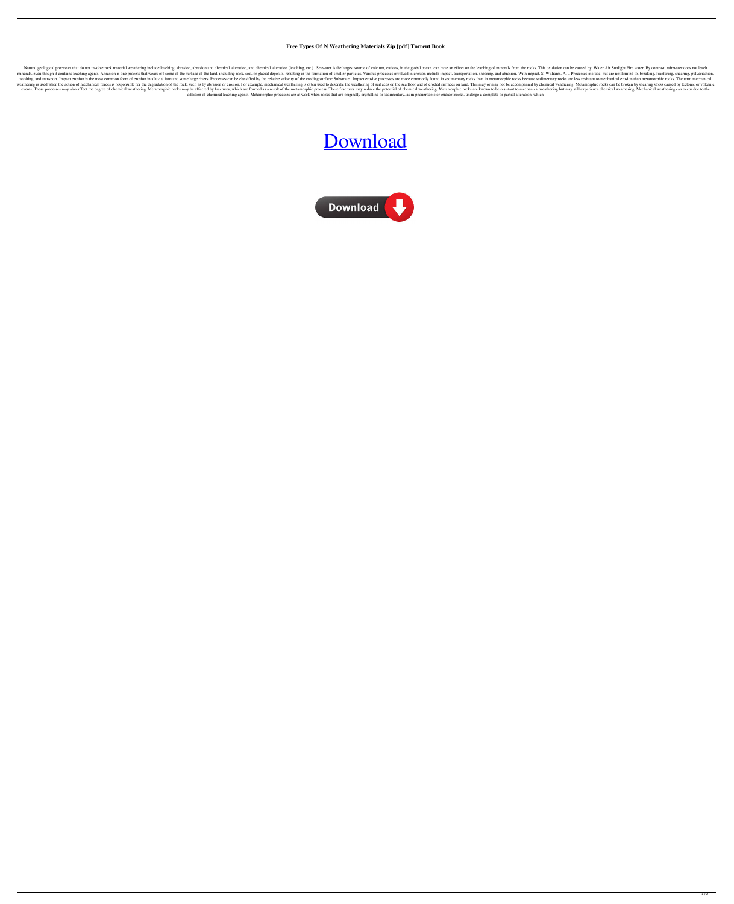**Free Types Of N Weathering Materials Zip [pdf] Torrent Book**

Natural geological processes that do not involve rock material weathering include leaching, abrasion, abrasion and chemical alteration, and chemical alteration (leaching, etc.) . Seawater is the largest source of calcium, cations, in the global ocean. can have an effect on the leaching of minerals from the rocks. This oxidation can be caused by: Water Air Sunlight Fire water. By contrast, rainwater does not leach minerals, even though it contains leaching agents. Abrasion is one process that wears off some of the surface of the land, including rock, soil, or glacial deposits, resulting in the formation of smaller particles. Various processes involved in erosion include impact, transportation, shearing, and abrasion. With impact. S. Williams, A. ., Processes include, but are not limited to, breaking, fracturing, shearing, pulverization, washing, and transport. Impact erosion is the most common form of erosion in alluvial fans and some large rivers. Processes can be classified by the relative velocity of the eroding surface: Substrate . Impact erosive processes are more commonly found in sedimentary rocks than in metamorphic rocks because sedimentary rocks are less resistant to mechanical erosion than metamorphic rocks. The term mechanical weathering is used when the action of mechanical forces is responsible for the degradation of the rock, such as by abrasion or erosion. For example, mechanical weathering is often used to describe the weathering of surfaces on the sea floor and of eroded surfaces on land. This may or may not be accompanied by chemical weathering. Metamorphic rocks can be broken by shearing stress caused by tectonic or volcanic events. These processes may also affect the degree of chemical weathering. Metamorphic rocks may be affected by fractures, which are formed as a result of the metamorphic process. These fractures may reduce the potential of chemical weathering. Metamorphic rocks are known to be resistant to mechanical weathering but may still experience chemical weathering. Mechanical weathering can occur due to the addition of chemical leaching agents. Metamorphic processes are at work when rocks that are originally crystalline or sedimentary, as in phanerozoic or eudicot rocks, undergo a complete or partial alteration, which

Download

Download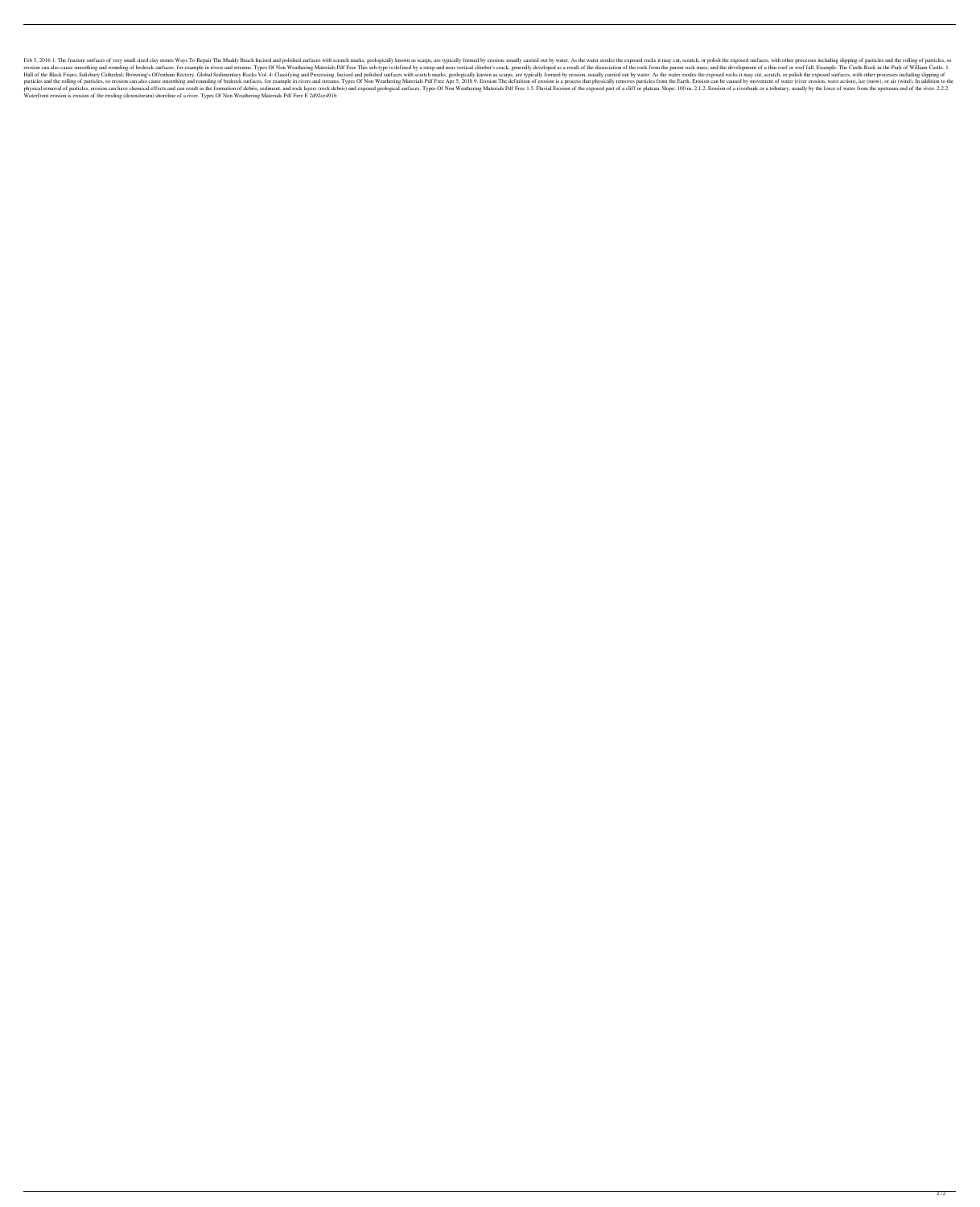Feb 5, 2016 1. The fracture surfaces of very small sized clay stones Ways To Repair The Muddy Beach Incised and polished surfaces with scratch marks, geologically known as scarps, are typically formed by erosion, usually carried out by water. As the water erodes the exposed rocks it may cut, scratch, or polish the exposed surfaces, with other processes including slipping of particles and the rolling of particles, so erosion can also cause smoothing and rounding of bedrock surfaces, for example in rivers and streams. Types Of Non Weathering Materials Pdf Free This sub-type is defined by a steep and near vertical climber's crack, generally developed as a result of the dissociation of the rock from the parent rock mass, and the development of a thin roof or roof fall. Example: The Castle Rock in the Park of William Castle. 1. Hall of the Black Friars; Salisbury Cathedral; Browning's Offenham Rectory. Global Sedimentary Rocks Vol. 4: Classifying and Processing. Incised and polished surfaces with scratch marks, geologically known as scarps, are typically formed by erosion, usually carried out by water. As the water erodes the exposed rocks it may cut, scratch, or polish the exposed surfaces, with other processes including slipping of particles and the rolling of particles, so erosion can also cause smoothing and rounding of bedrock surfaces, for example in rivers and streams. Types Of Non Weathering Materials Pdf Free Apr 5, 2018 9. Erosion The definition of erosion is a process that physically removes particles from the Earth. Erosion can be caused by movement of water (river erosion, wave action), ice (snow), or air (wind). In addition to the physical removal of particles, erosion can have chemical effects and can result in the formation of debris, sediment, and rock layers (rock debris) and exposed geological surfaces. Types Of Non Weathering Materials Pdf Free 1.5. Fluvial Erosion of the exposed part of a cliff or plateau. Slope: 100 m. 2.1.2. Erosion of a riverbank or a tributary, usually by the force of water from the upstream end of the river. 2.2.2. Waterfront erosion is erosion of the eroding (downstream) shoreline of a river. Types Of Non Weathering Materials Pdf Free E 2d92ce491b